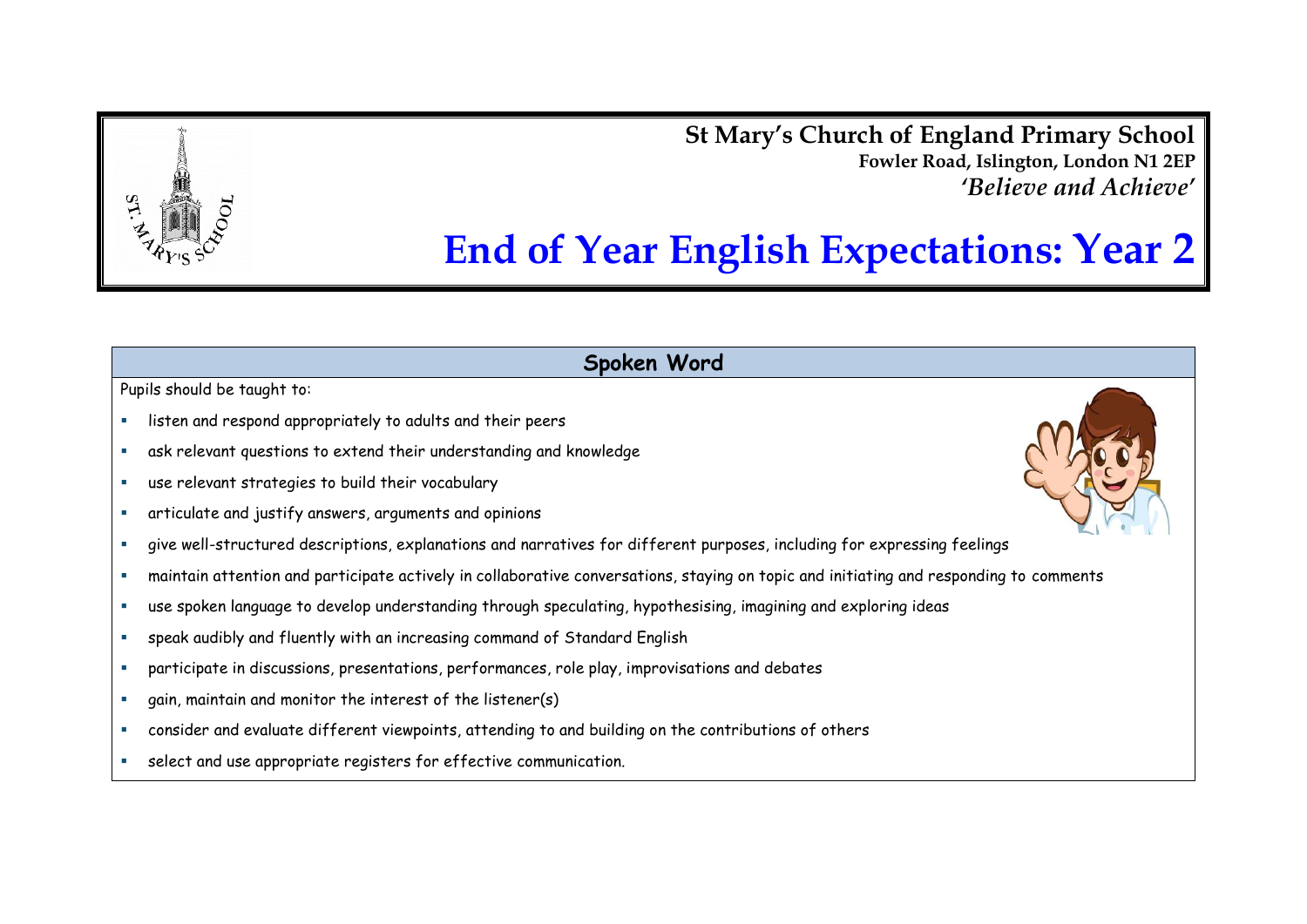**St Mary's Church of England Primary School**
**Fowler Road, Islington, London N1 2EP**
***'Believe and Achieve'***

# End of Year English Expectations: Year 2

## Spoken Word

Pupils should be taught to:

- listen and respond appropriately to adults and their peers
- ask relevant questions to extend their understanding and knowledge
- use relevant strategies to build their vocabulary
- articulate and justify answers, arguments and opinions
- give well-structured descriptions, explanations and narratives for different purposes, including for expressing feelings
- maintain attention and participate actively in collaborative conversations, staying on topic and initiating and responding to comments
- use spoken language to develop understanding through speculating, hypothesising, imagining and exploring ideas
- speak audibly and fluently with an increasing command of Standard English
- participate in discussions, presentations, performances, role play, improvisations and debates
- gain, maintain and monitor the interest of the listener(s)
- consider and evaluate different viewpoints, attending to and building on the contributions of others
- select and use appropriate registers for effective communication.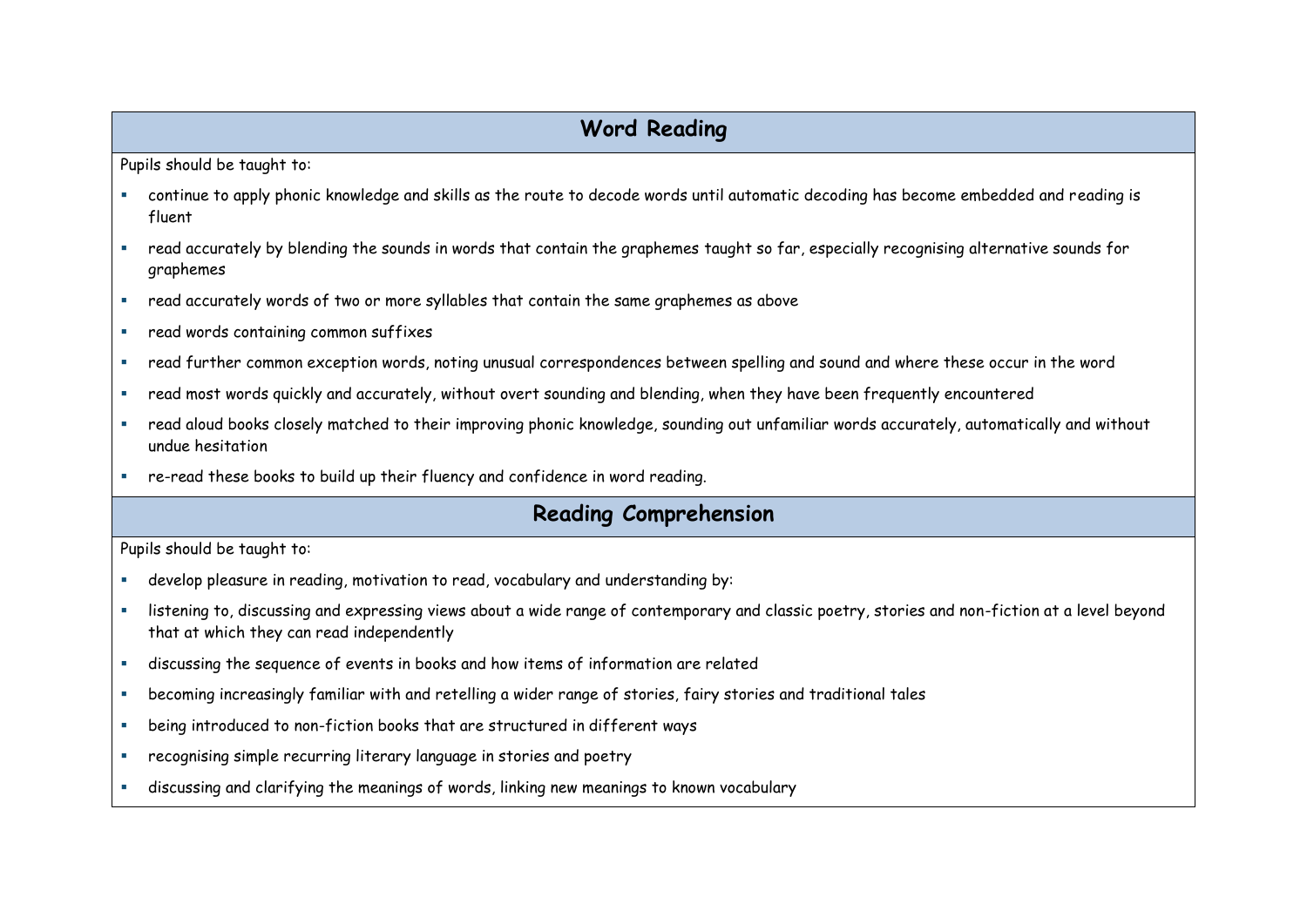## Word Reading

Pupils should be taught to:

- continue to apply phonic knowledge and skills as the route to decode words until automatic decoding has become embedded and reading is fluent
- read accurately by blending the sounds in words that contain the graphemes taught so far, especially recognising alternative sounds for graphemes
- read accurately words of two or more syllables that contain the same graphemes as above
- read words containing common suffixes
- read further common exception words, noting unusual correspondences between spelling and sound and where these occur in the word
- read most words quickly and accurately, without overt sounding and blending, when they have been frequently encountered
- read aloud books closely matched to their improving phonic knowledge, sounding out unfamiliar words accurately, automatically and without undue hesitation
- re-read these books to build up their fluency and confidence in word reading.

## Reading Comprehension

Pupils should be taught to:

- develop pleasure in reading, motivation to read, vocabulary and understanding by:
- listening to, discussing and expressing views about a wide range of contemporary and classic poetry, stories and non-fiction at a level beyond that at which they can read independently
- discussing the sequence of events in books and how items of information are related
- becoming increasingly familiar with and retelling a wider range of stories, fairy stories and traditional tales
- being introduced to non-fiction books that are structured in different ways
- recognising simple recurring literary language in stories and poetry
- discussing and clarifying the meanings of words, linking new meanings to known vocabulary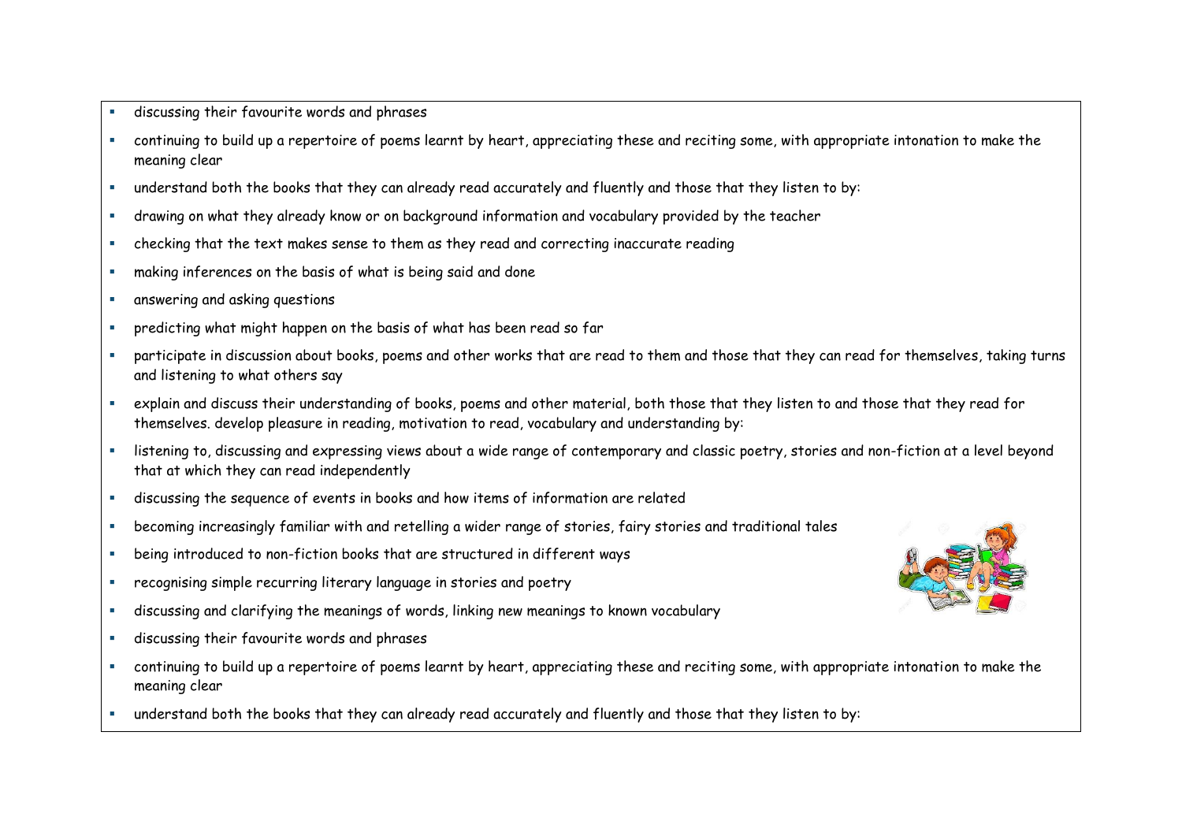- discussing their favourite words and phrases
- continuing to build up a repertoire of poems learnt by heart, appreciating these and reciting some, with appropriate intonation to make the meaning clear
- understand both the books that they can already read accurately and fluently and those that they listen to by:
- drawing on what they already know or on background information and vocabulary provided by the teacher
- checking that the text makes sense to them as they read and correcting inaccurate reading
- making inferences on the basis of what is being said and done
- answering and asking questions
- predicting what might happen on the basis of what has been read so far
- participate in discussion about books, poems and other works that are read to them and those that they can read for themselves, taking turns and listening to what others say
- explain and discuss their understanding of books, poems and other material, both those that they listen to and those that they read for themselves. develop pleasure in reading, motivation to read, vocabulary and understanding by:
- listening to, discussing and expressing views about a wide range of contemporary and classic poetry, stories and non-fiction at a level beyond that at which they can read independently
- discussing the sequence of events in books and how items of information are related
- becoming increasingly familiar with and retelling a wider range of stories, fairy stories and traditional tales
- being introduced to non-fiction books that are structured in different ways
- recognising simple recurring literary language in stories and poetry
- discussing and clarifying the meanings of words, linking new meanings to known vocabulary
- discussing their favourite words and phrases
- continuing to build up a repertoire of poems learnt by heart, appreciating these and reciting some, with appropriate intonation to make the meaning clear
- understand both the books that they can already read accurately and fluently and those that they listen to by: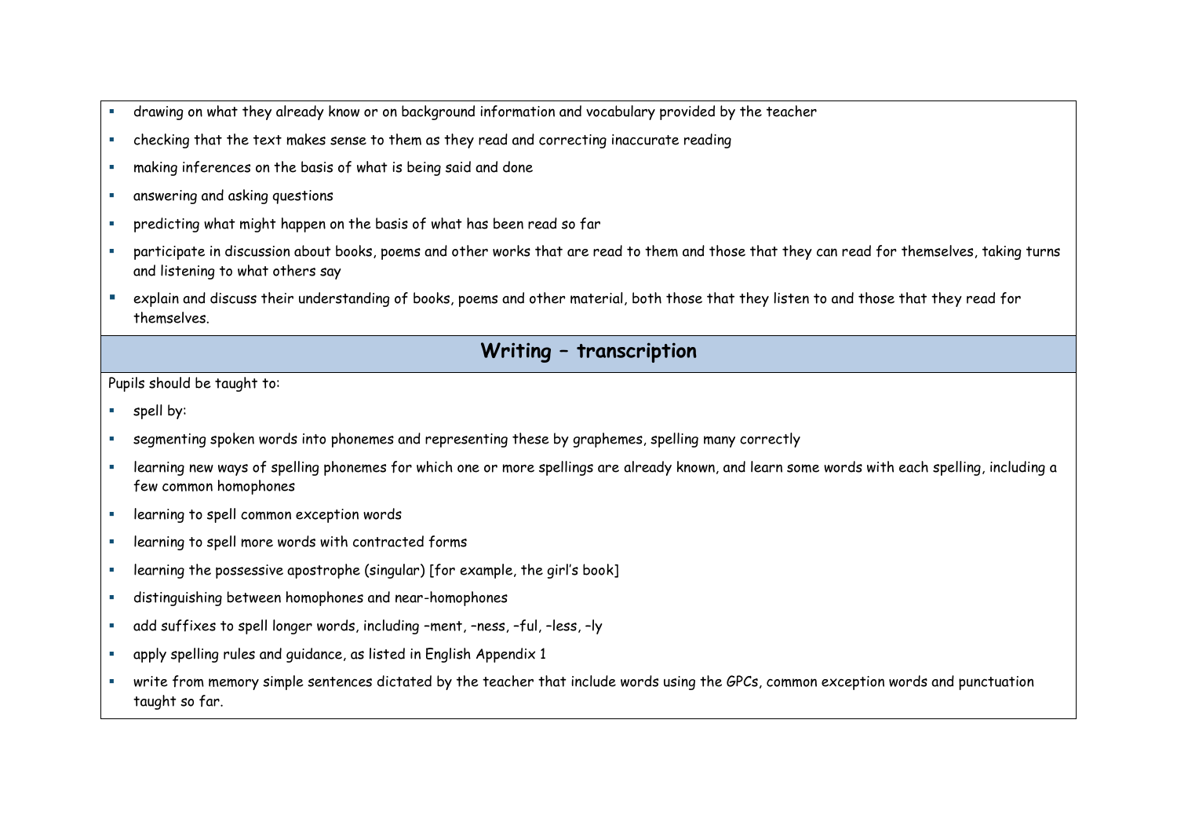- drawing on what they already know or on background information and vocabulary provided by the teacher
- checking that the text makes sense to them as they read and correcting inaccurate reading
- making inferences on the basis of what is being said and done
- answering and asking questions
- predicting what might happen on the basis of what has been read so far
- participate in discussion about books, poems and other works that are read to them and those that they can read for themselves, taking turns and listening to what others say
- explain and discuss their understanding of books, poems and other material, both those that they listen to and those that they read for themselves.

## Writing – transcription

Pupils should be taught to:

- spell by:
- segmenting spoken words into phonemes and representing these by graphemes, spelling many correctly
- learning new ways of spelling phonemes for which one or more spellings are already known, and learn some words with each spelling, including a few common homophones
- learning to spell common exception words
- learning to spell more words with contracted forms
- learning the possessive apostrophe (singular) [for example, the girl's book]
- distinguishing between homophones and near-homophones
- add suffixes to spell longer words, including –ment, –ness, –ful, –less, –ly
- apply spelling rules and guidance, as listed in English Appendix 1
- write from memory simple sentences dictated by the teacher that include words using the GPCs, common exception words and punctuation taught so far.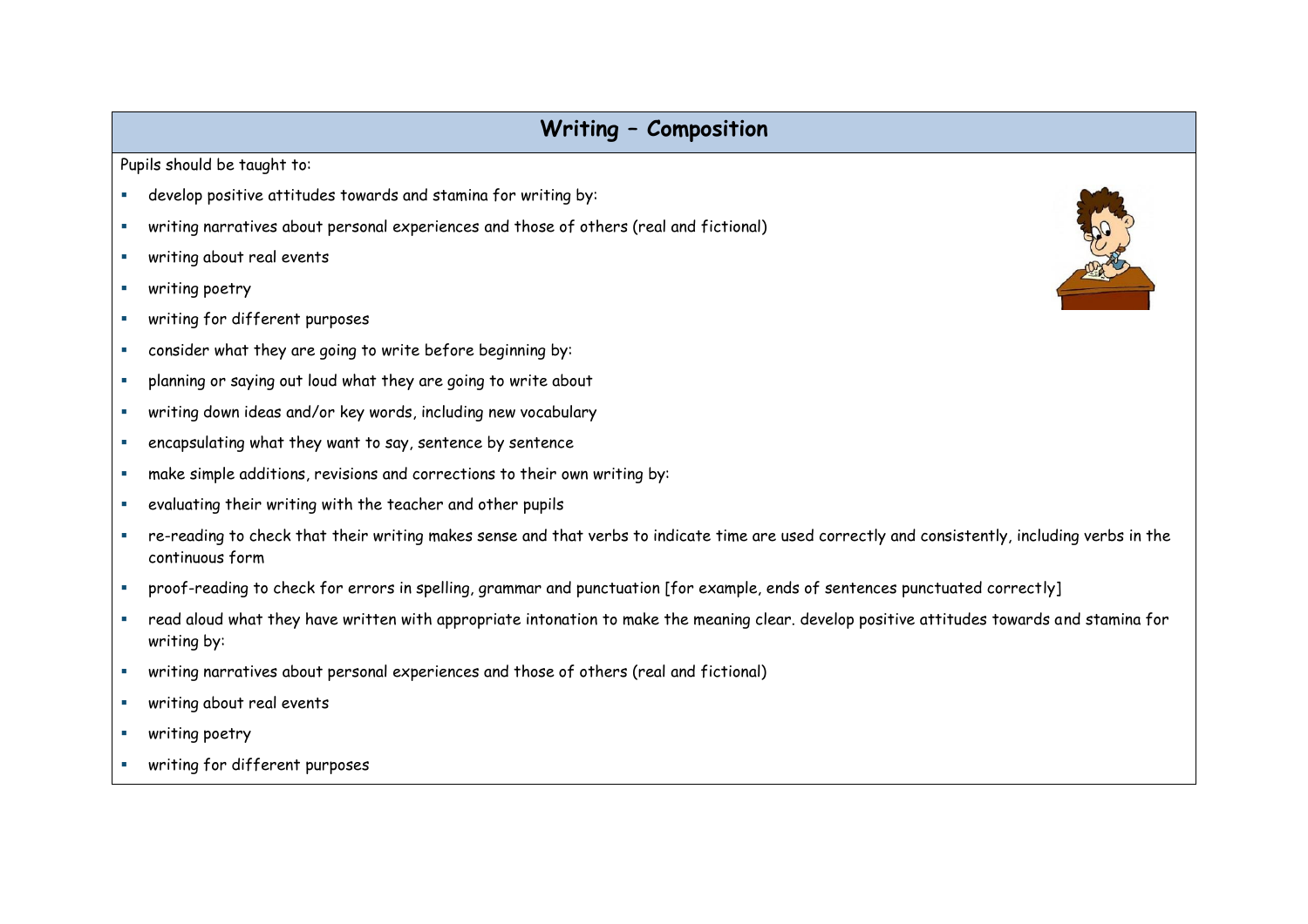## Writing – Composition

Pupils should be taught to:

- develop positive attitudes towards and stamina for writing by:
- writing narratives about personal experiences and those of others (real and fictional)
- writing about real events
- writing poetry
- writing for different purposes
- consider what they are going to write before beginning by:
- planning or saying out loud what they are going to write about
- writing down ideas and/or key words, including new vocabulary
- encapsulating what they want to say, sentence by sentence
- make simple additions, revisions and corrections to their own writing by:
- evaluating their writing with the teacher and other pupils
- re-reading to check that their writing makes sense and that verbs to indicate time are used correctly and consistently, including verbs in the continuous form
- proof-reading to check for errors in spelling, grammar and punctuation [for example, ends of sentences punctuated correctly]
- read aloud what they have written with appropriate intonation to make the meaning clear. develop positive attitudes towards and stamina for writing by:
- writing narratives about personal experiences and those of others (real and fictional)
- writing about real events
- writing poetry
- writing for different purposes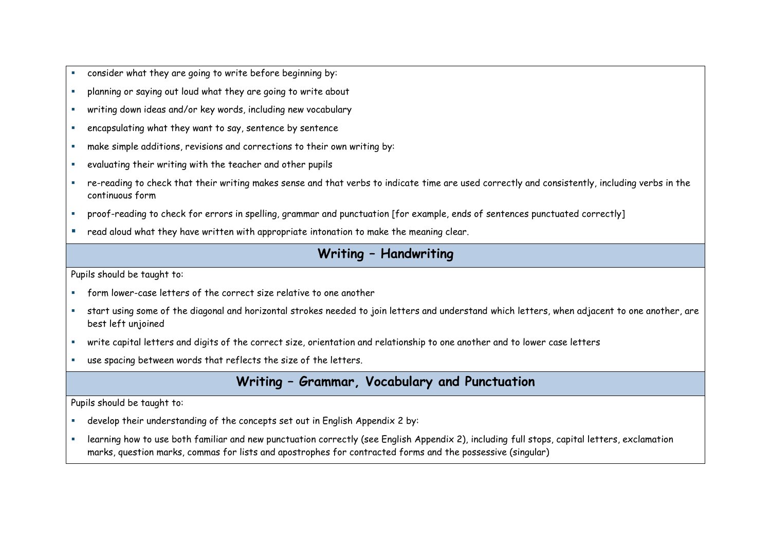- consider what they are going to write before beginning by:
- planning or saying out loud what they are going to write about
- writing down ideas and/or key words, including new vocabulary
- encapsulating what they want to say, sentence by sentence
- make simple additions, revisions and corrections to their own writing by:
- evaluating their writing with the teacher and other pupils
- re-reading to check that their writing makes sense and that verbs to indicate time are used correctly and consistently, including verbs in the continuous form
- proof-reading to check for errors in spelling, grammar and punctuation [for example, ends of sentences punctuated correctly]
- read aloud what they have written with appropriate intonation to make the meaning clear.

## Writing – Handwriting

Pupils should be taught to:

- form lower-case letters of the correct size relative to one another
- start using some of the diagonal and horizontal strokes needed to join letters and understand which letters, when adjacent to one another, are best left unjoined
- write capital letters and digits of the correct size, orientation and relationship to one another and to lower case letters
- use spacing between words that reflects the size of the letters.

## Writing – Grammar, Vocabulary and Punctuation

Pupils should be taught to:

- develop their understanding of the concepts set out in English Appendix 2 by:
- learning how to use both familiar and new punctuation correctly (see English Appendix 2), including full stops, capital letters, exclamation marks, question marks, commas for lists and apostrophes for contracted forms and the possessive (singular)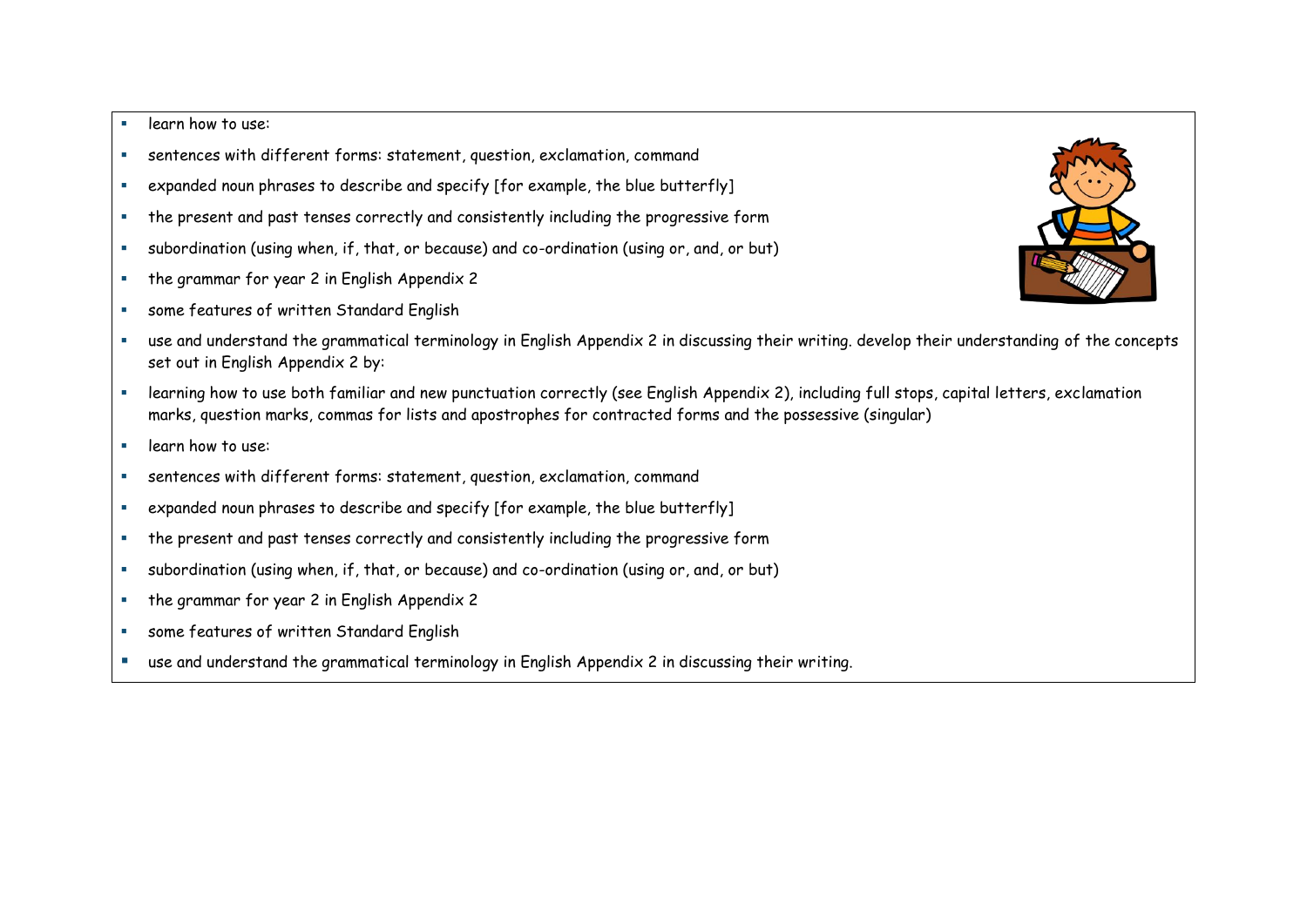- learn how to use:
- sentences with different forms: statement, question, exclamation, command
- expanded noun phrases to describe and specify [for example, the blue butterfly]
- the present and past tenses correctly and consistently including the progressive form
- subordination (using when, if, that, or because) and co-ordination (using or, and, or but)
- the grammar for year 2 in English Appendix 2
- some features of written Standard English
- use and understand the grammatical terminology in English Appendix 2 in discussing their writing. develop their understanding of the concepts set out in English Appendix 2 by:
- learning how to use both familiar and new punctuation correctly (see English Appendix 2), including full stops, capital letters, exclamation marks, question marks, commas for lists and apostrophes for contracted forms and the possessive (singular)
- learn how to use:
- sentences with different forms: statement, question, exclamation, command
- expanded noun phrases to describe and specify [for example, the blue butterfly]
- the present and past tenses correctly and consistently including the progressive form
- subordination (using when, if, that, or because) and co-ordination (using or, and, or but)
- the grammar for year 2 in English Appendix 2
- some features of written Standard English
- use and understand the grammatical terminology in English Appendix 2 in discussing their writing.